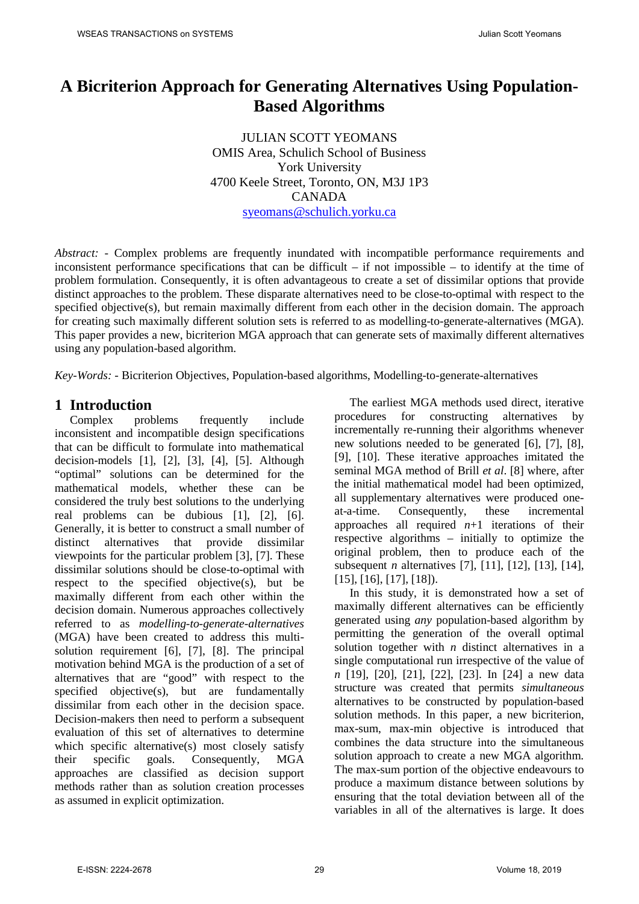# A Bicriterion Approach for Generating Alternatives Using Population-Based Algorithms

JULIAN SCOTT YEOMANS
OMIS Area, Schulich School of Business
York University
4700 Keele Street, Toronto, ON, M3J 1P3
CANADA
syeomans@schulich.yorku.ca

*Abstract:* - Complex problems are frequently inundated with incompatible performance requirements and inconsistent performance specifications that can be difficult – if not impossible – to identify at the time of problem formulation. Consequently, it is often advantageous to create a set of dissimilar options that provide distinct approaches to the problem. These disparate alternatives need to be close-to-optimal with respect to the specified objective(s), but remain maximally different from each other in the decision domain. The approach for creating such maximally different solution sets is referred to as modelling-to-generate-alternatives (MGA). This paper provides a new, bicriterion MGA approach that can generate sets of maximally different alternatives using any population-based algorithm.

*Key-Words:* - Bicriterion Objectives, Population-based algorithms, Modelling-to-generate-alternatives

## 1 Introduction

Complex problems frequently include inconsistent and incompatible design specifications that can be difficult to formulate into mathematical decision-models [1], [2], [3], [4], [5]. Although "optimal" solutions can be determined for the mathematical models, whether these can be considered the truly best solutions to the underlying real problems can be dubious [1], [2], [6]. Generally, it is better to construct a small number of distinct alternatives that provide dissimilar viewpoints for the particular problem [3], [7]. These dissimilar solutions should be close-to-optimal with respect to the specified objective(s), but be maximally different from each other within the decision domain. Numerous approaches collectively referred to as *modelling-to-generate-alternatives* (MGA) have been created to address this multi-solution requirement [6], [7], [8]. The principal motivation behind MGA is the production of a set of alternatives that are "good" with respect to the specified objective(s), but are fundamentally dissimilar from each other in the decision space. Decision-makers then need to perform a subsequent evaluation of this set of alternatives to determine which specific alternative(s) most closely satisfy their specific goals. Consequently, MGA approaches are classified as decision support methods rather than as solution creation processes as assumed in explicit optimization.

The earliest MGA methods used direct, iterative procedures for constructing alternatives by incrementally re-running their algorithms whenever new solutions needed to be generated [6], [7], [8], [9], [10]. These iterative approaches imitated the seminal MGA method of Brill *et al*. [8] where, after the initial mathematical model had been optimized, all supplementary alternatives were produced one-at-a-time. Consequently, these incremental approaches all required $n+1$ iterations of their respective algorithms – initially to optimize the original problem, then to produce each of the subsequent $n$ alternatives [7], [11], [12], [13], [14], [15], [16], [17], [18]).

In this study, it is demonstrated how a set of maximally different alternatives can be efficiently generated using *any* population-based algorithm by permitting the generation of the overall optimal solution together with $n$ distinct alternatives in a single computational run irrespective of the value of $n$ [19], [20], [21], [22], [23]. In [24] a new data structure was created that permits *simultaneous* alternatives to be constructed by population-based solution methods. In this paper, a new bicriterion, max-sum, max-min objective is introduced that combines the data structure into the simultaneous solution approach to create a new MGA algorithm. The max-sum portion of the objective endeavours to produce a maximum distance between solutions by ensuring that the total deviation between all of the variables in all of the alternatives is large. It does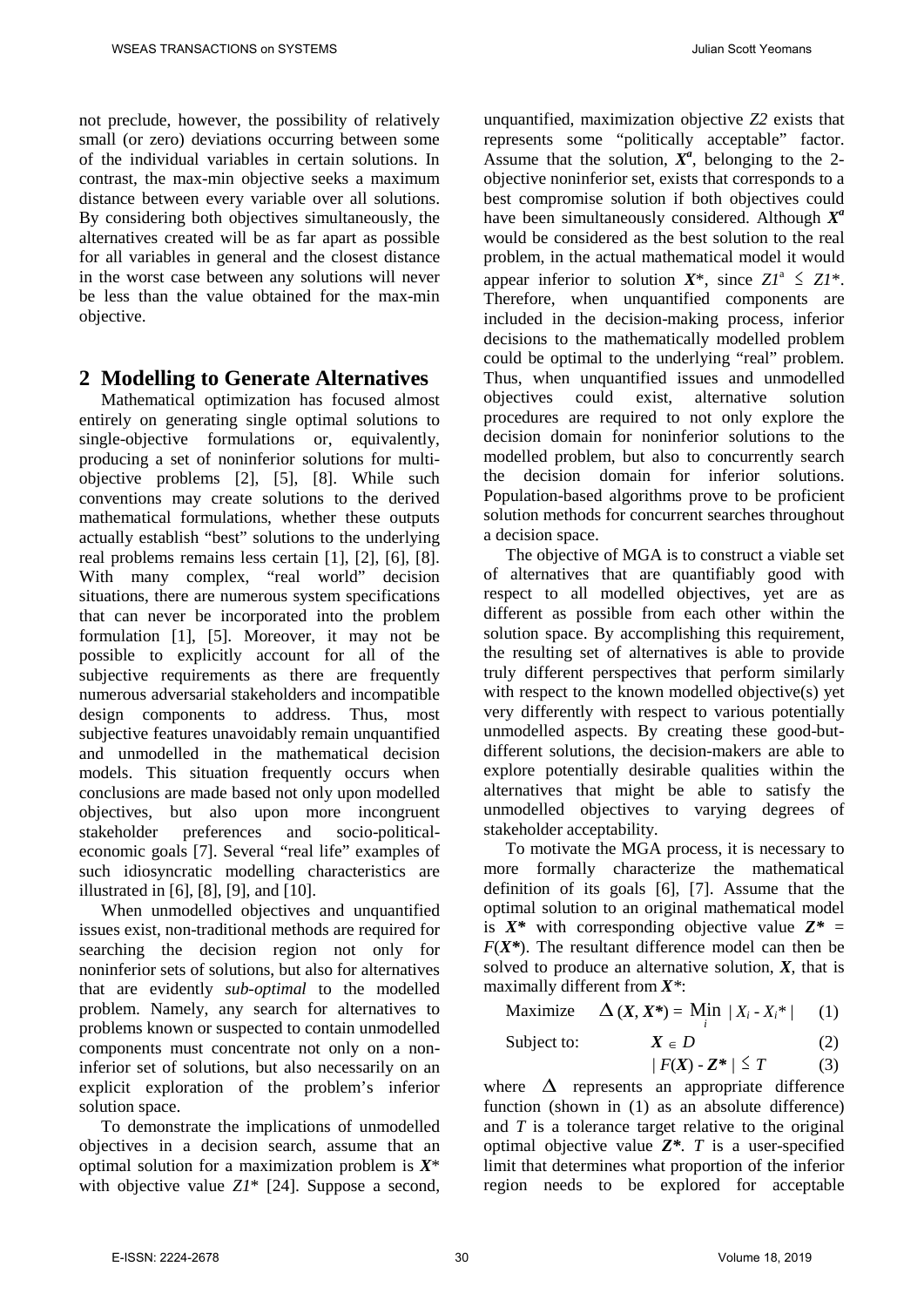not preclude, however, the possibility of relatively small (or zero) deviations occurring between some of the individual variables in certain solutions. In contrast, the max-min objective seeks a maximum distance between every variable over all solutions. By considering both objectives simultaneously, the alternatives created will be as far apart as possible for all variables in general and the closest distance in the worst case between any solutions will never be less than the value obtained for the max-min objective.

## 2 Modelling to Generate Alternatives

Mathematical optimization has focused almost entirely on generating single optimal solutions to single-objective formulations or, equivalently, producing a set of noninferior solutions for multi-objective problems [2], [5], [8]. While such conventions may create solutions to the derived mathematical formulations, whether these outputs actually establish "best" solutions to the underlying real problems remains less certain [1], [2], [6], [8]. With many complex, "real world" decision situations, there are numerous system specifications that can never be incorporated into the problem formulation [1], [5]. Moreover, it may not be possible to explicitly account for all of the subjective requirements as there are frequently numerous adversarial stakeholders and incompatible design components to address. Thus, most subjective features unavoidably remain unquantified and unmodelled in the mathematical decision models. This situation frequently occurs when conclusions are made based not only upon modelled objectives, but also upon more incongruent stakeholder preferences and socio-political-economic goals [7]. Several "real life" examples of such idiosyncratic modelling characteristics are illustrated in [6], [8], [9], and [10].

When unmodelled objectives and unquantified issues exist, non-traditional methods are required for searching the decision region not only for noninferior sets of solutions, but also for alternatives that are evidently *sub-optimal* to the modelled problem. Namely, any search for alternatives to problems known or suspected to contain unmodelled components must concentrate not only on a non-inferior set of solutions, but also necessarily on an explicit exploration of the problem's inferior solution space.

To demonstrate the implications of unmodelled objectives in a decision search, assume that an optimal solution for a maximization problem is $\boldsymbol{X}^*$ with objective value $Z1^*$ [24]. Suppose a second, unquantified, maximization objective $Z2$ exists that represents some "politically acceptable" factor. Assume that the solution, $\boldsymbol{X}^a$, belonging to the 2-objective noninferior set, exists that corresponds to a best compromise solution if both objectives could have been simultaneously considered. Although $\boldsymbol{X}^a$ would be considered as the best solution to the real problem, in the actual mathematical model it would appear inferior to solution $\boldsymbol{X}^*$, since $Z1^a \leq Z1^*$. Therefore, when unquantified components are included in the decision-making process, inferior decisions to the mathematically modelled problem could be optimal to the underlying "real" problem. Thus, when unquantified issues and unmodelled objectives could exist, alternative solution procedures are required to not only explore the decision domain for noninferior solutions to the modelled problem, but also to concurrently search the decision domain for inferior solutions. Population-based algorithms prove to be proficient solution methods for concurrent searches throughout a decision space.

The objective of MGA is to construct a viable set of alternatives that are quantifiably good with respect to all modelled objectives, yet are as different as possible from each other within the solution space. By accomplishing this requirement, the resulting set of alternatives is able to provide truly different perspectives that perform similarly with respect to the known modelled objective(s) yet very differently with respect to various potentially unmodelled aspects. By creating these good-but-different solutions, the decision-makers are able to explore potentially desirable qualities within the alternatives that might be able to satisfy the unmodelled objectives to varying degrees of stakeholder acceptability.

To motivate the MGA process, it is necessary to more formally characterize the mathematical definition of its goals [6], [7]. Assume that the optimal solution to an original mathematical model is $\boldsymbol{X^*}$ with corresponding objective value $\boldsymbol{Z^*} = F(\boldsymbol{X^*})$. The resultant difference model can then be solved to produce an alternative solution, $\boldsymbol{X}$, that is maximally different from $\boldsymbol{X}^*$:

$$\text{Maximize} \quad \Delta(\boldsymbol{X}, \boldsymbol{X^*}) = \min_i \; | X_i - X_i^* | \qquad (1)$$

$$\text{Subject to:} \quad \boldsymbol{X} \in D \qquad (2)$$

$$| F(\boldsymbol{X}) - \boldsymbol{Z^*} | \leq T \qquad (3)$$

where $\Delta$ represents an appropriate difference function (shown in (1) as an absolute difference) and $T$ is a tolerance target relative to the original optimal objective value $\boldsymbol{Z^*}$. $T$ is a user-specified limit that determines what proportion of the inferior region needs to be explored for acceptable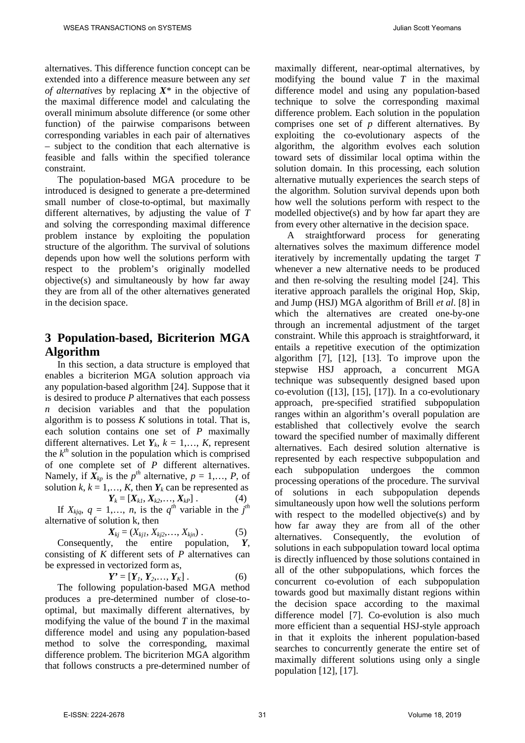alternatives. This difference function concept can be extended into a difference measure between any *set of alternatives* by replacing $X^*$ in the objective of the maximal difference model and calculating the overall minimum absolute difference (or some other function) of the pairwise comparisons between corresponding variables in each pair of alternatives – subject to the condition that each alternative is feasible and falls within the specified tolerance constraint.

The population-based MGA procedure to be introduced is designed to generate a pre-determined small number of close-to-optimal, but maximally different alternatives, by adjusting the value of $T$ and solving the corresponding maximal difference problem instance by exploiting the population structure of the algorithm. The survival of solutions depends upon how well the solutions perform with respect to the problem's originally modelled objective(s) and simultaneously by how far away they are from all of the other alternatives generated in the decision space.

## 3 Population-based, Bicriterion MGA Algorithm

In this section, a data structure is employed that enables a bicriterion MGA solution approach via any population-based algorithm [24]. Suppose that it is desired to produce $P$ alternatives that each possess $n$ decision variables and that the population algorithm is to possess $K$ solutions in total. That is, each solution contains one set of $P$ maximally different alternatives. Let $\boldsymbol{Y}_k$, $k = 1,\ldots, K$, represent the $k^{th}$ solution in the population which is comprised of one complete set of $P$ different alternatives. Namely, if $\boldsymbol{X}_{kp}$ is the $p^{th}$ alternative, $p = 1,\ldots, P$, of solution $k$, $k = 1,\ldots, K$, then $\boldsymbol{Y}_k$ can be represented as

$$\boldsymbol{Y}_k = [\boldsymbol{X}_{k1}, \boldsymbol{X}_{k2},\ldots, \boldsymbol{X}_{kP}] . \tag{4}$$

If $X_{kjq}$, $q = 1,\ldots, n$, is the $q^{th}$ variable in the $j^{th}$ alternative of solution k, then

$$\boldsymbol{X}_{kj} = (X_{kj1}, X_{kj2},\ldots, X_{kjn}) . \tag{5}$$

Consequently, the entire population, $\boldsymbol{Y}$, consisting of $K$ different sets of $P$ alternatives can be expressed in vectorized form as,

$$\boldsymbol{Y'} = [\boldsymbol{Y}_1, \boldsymbol{Y}_2,\ldots, \boldsymbol{Y}_K] . \tag{6}$$

The following population-based MGA method produces a pre-determined number of close-to-optimal, but maximally different alternatives, by modifying the value of the bound $T$ in the maximal difference model and using any population-based method to solve the corresponding, maximal difference problem. The bicriterion MGA algorithm that follows constructs a pre-determined number of maximally different, near-optimal alternatives, by modifying the bound value $T$ in the maximal difference model and using any population-based technique to solve the corresponding maximal difference problem. Each solution in the population comprises one set of $p$ different alternatives. By exploiting the co-evolutionary aspects of the algorithm, the algorithm evolves each solution toward sets of dissimilar local optima within the solution domain. In this processing, each solution alternative mutually experiences the search steps of the algorithm. Solution survival depends upon both how well the solutions perform with respect to the modelled objective(s) and by how far apart they are from every other alternative in the decision space.

A straightforward process for generating alternatives solves the maximum difference model iteratively by incrementally updating the target $T$ whenever a new alternative needs to be produced and then re-solving the resulting model [24]. This iterative approach parallels the original Hop, Skip, and Jump (HSJ) MGA algorithm of Brill *et al*. [8] in which the alternatives are created one-by-one through an incremental adjustment of the target constraint. While this approach is straightforward, it entails a repetitive execution of the optimization algorithm [7], [12], [13]. To improve upon the stepwise HSJ approach, a concurrent MGA technique was subsequently designed based upon co-evolution ([13], [15], [17]). In a co-evolutionary approach, pre-specified stratified subpopulation ranges within an algorithm's overall population are established that collectively evolve the search toward the specified number of maximally different alternatives. Each desired solution alternative is represented by each respective subpopulation and each subpopulation undergoes the common processing operations of the procedure. The survival of solutions in each subpopulation depends simultaneously upon how well the solutions perform with respect to the modelled objective(s) and by how far away they are from all of the other alternatives. Consequently, the evolution of solutions in each subpopulation toward local optima is directly influenced by those solutions contained in all of the other subpopulations, which forces the concurrent co-evolution of each subpopulation towards good but maximally distant regions within the decision space according to the maximal difference model [7]. Co-evolution is also much more efficient than a sequential HSJ-style approach in that it exploits the inherent population-based searches to concurrently generate the entire set of maximally different solutions using only a single population [12], [17].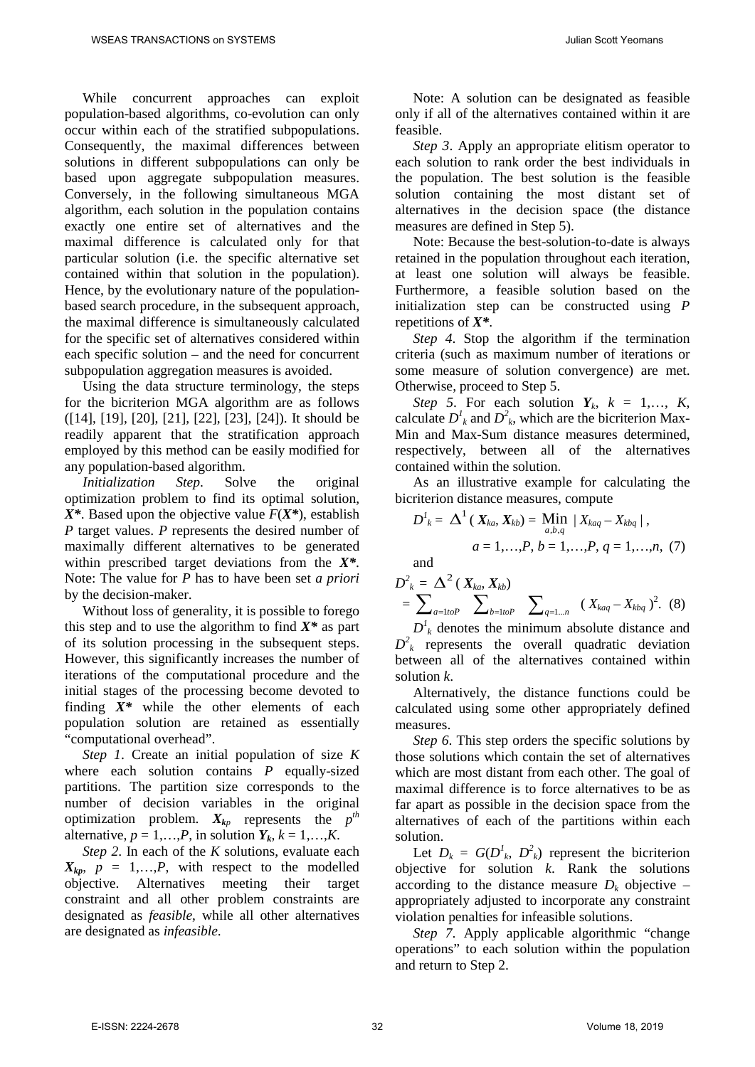While concurrent approaches can exploit population-based algorithms, co-evolution can only occur within each of the stratified subpopulations. Consequently, the maximal differences between solutions in different subpopulations can only be based upon aggregate subpopulation measures. Conversely, in the following simultaneous MGA algorithm, each solution in the population contains exactly one entire set of alternatives and the maximal difference is calculated only for that particular solution (i.e. the specific alternative set contained within that solution in the population). Hence, by the evolutionary nature of the population-based search procedure, in the subsequent approach, the maximal difference is simultaneously calculated for the specific set of alternatives considered within each specific solution – and the need for concurrent subpopulation aggregation measures is avoided.

Using the data structure terminology, the steps for the bicriterion MGA algorithm are as follows ([14], [19], [20], [21], [22], [23], [24]). It should be readily apparent that the stratification approach employed by this method can be easily modified for any population-based algorithm.

*Initialization Step*. Solve the original optimization problem to find its optimal solution, $\boldsymbol{X^*}$. Based upon the objective value $F(\boldsymbol{X^*})$, establish $P$ target values. $P$ represents the desired number of maximally different alternatives to be generated within prescribed target deviations from the $\boldsymbol{X^*}$. Note: The value for $P$ has to have been set *a priori* by the decision-maker.

Without loss of generality, it is possible to forego this step and to use the algorithm to find $\boldsymbol{X^*}$ as part of its solution processing in the subsequent steps. However, this significantly increases the number of iterations of the computational procedure and the initial stages of the processing become devoted to finding $\boldsymbol{X^*}$ while the other elements of each population solution are retained as essentially "computational overhead".

*Step 1*. Create an initial population of size $K$ where each solution contains $P$ equally-sized partitions. The partition size corresponds to the number of decision variables in the original optimization problem. $\boldsymbol{X_{kp}}$ represents the $p^{th}$ alternative, $p = 1,\ldots,P$, in solution $\boldsymbol{Y_k}$, $k = 1,\ldots,K$.

*Step 2*. In each of the $K$ solutions, evaluate each $\boldsymbol{X_{kp}}$, $p = 1,\ldots,P$, with respect to the modelled objective. Alternatives meeting their target constraint and all other problem constraints are designated as *feasible*, while all other alternatives are designated as *infeasible*.

Note: A solution can be designated as feasible only if all of the alternatives contained within it are feasible.

*Step 3*. Apply an appropriate elitism operator to each solution to rank order the best individuals in the population. The best solution is the feasible solution containing the most distant set of alternatives in the decision space (the distance measures are defined in Step 5).

Note: Because the best-solution-to-date is always retained in the population throughout each iteration, at least one solution will always be feasible. Furthermore, a feasible solution based on the initialization step can be constructed using $P$ repetitions of $\boldsymbol{X^*}$.

*Step 4*. Stop the algorithm if the termination criteria (such as maximum number of iterations or some measure of solution convergence) are met. Otherwise, proceed to Step 5.

*Step 5*. For each solution $\boldsymbol{Y_k}$, $k = 1,\ldots, K$, calculate $D^1_k$ and $D^2_k$, which are the bicriterion Max-Min and Max-Sum distance measures determined, respectively, between all of the alternatives contained within the solution.

As an illustrative example for calculating the bicriterion distance measures, compute

$$D^1_k = \Delta^1(\boldsymbol{X_{ka}}, \boldsymbol{X_{kb}}) = \min_{a,b,q} |X_{kaq} - X_{kbq}|, \quad a = 1,\ldots,P,\ b = 1,\ldots,P,\ q = 1,\ldots,n, \quad (7)$$

and

$$D^2_k = \Delta^2(\boldsymbol{X_{ka}}, \boldsymbol{X_{kb}}) = \sum_{a=1toP} \sum_{b=1toP} \sum_{q=1\ldots n} (X_{kaq} - X_{kbq})^2. \quad (8)$$

$D^1_k$ denotes the minimum absolute distance and $D^2_k$ represents the overall quadratic deviation between all of the alternatives contained within solution $k$.

Alternatively, the distance functions could be calculated using some other appropriately defined measures.

*Step 6*. This step orders the specific solutions by those solutions which contain the set of alternatives which are most distant from each other. The goal of maximal difference is to force alternatives to be as far apart as possible in the decision space from the alternatives of each of the partitions within each solution.

Let $D_k = G(D^1_k, D^2_k)$ represent the bicriterion objective for solution $k$. Rank the solutions according to the distance measure $D_k$ objective – appropriately adjusted to incorporate any constraint violation penalties for infeasible solutions.

*Step 7*. Apply applicable algorithmic "change operations" to each solution within the population and return to Step 2.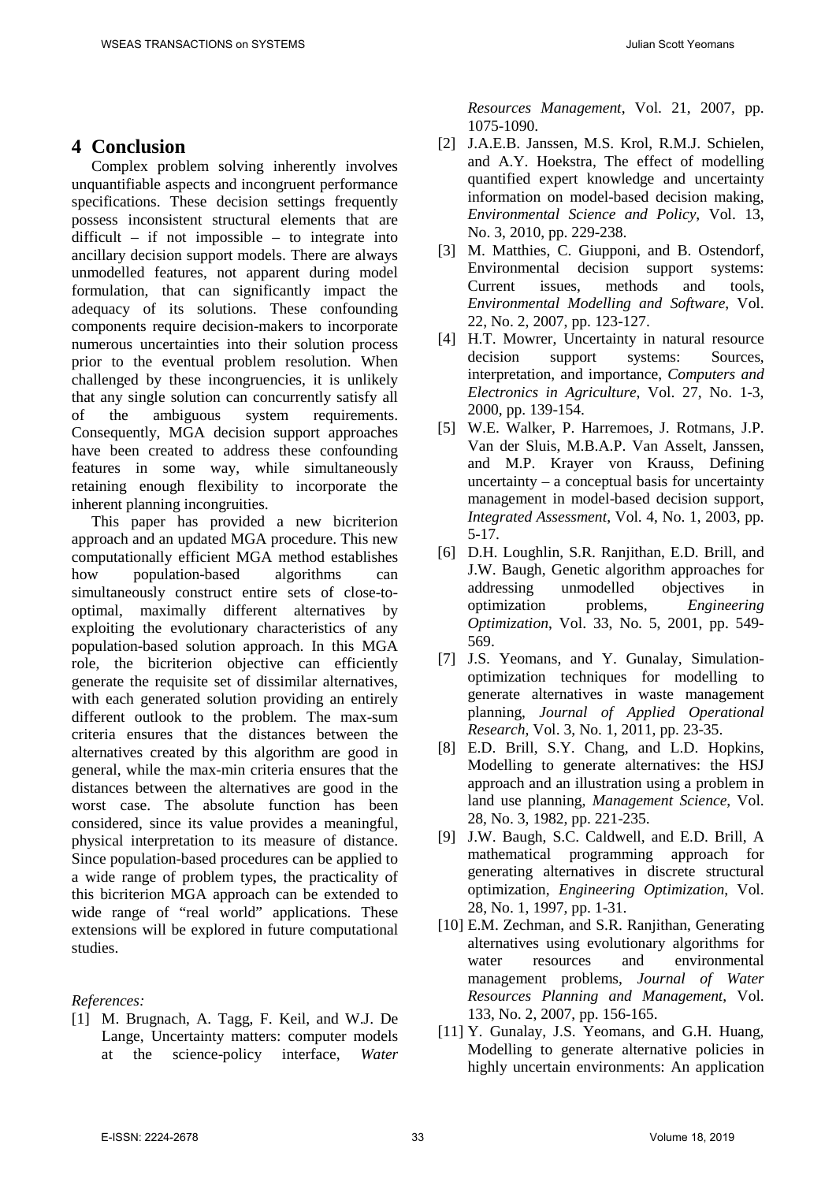## 4 Conclusion

Complex problem solving inherently involves unquantifiable aspects and incongruent performance specifications. These decision settings frequently possess inconsistent structural elements that are difficult – if not impossible – to integrate into ancillary decision support models. There are always unmodelled features, not apparent during model formulation, that can significantly impact the adequacy of its solutions. These confounding components require decision-makers to incorporate numerous uncertainties into their solution process prior to the eventual problem resolution. When challenged by these incongruencies, it is unlikely that any single solution can concurrently satisfy all of the ambiguous system requirements. Consequently, MGA decision support approaches have been created to address these confounding features in some way, while simultaneously retaining enough flexibility to incorporate the inherent planning incongruities.

This paper has provided a new bicriterion approach and an updated MGA procedure. This new computationally efficient MGA method establishes how population-based algorithms can simultaneously construct entire sets of close-to-optimal, maximally different alternatives by exploiting the evolutionary characteristics of any population-based solution approach. In this MGA role, the bicriterion objective can efficiently generate the requisite set of dissimilar alternatives, with each generated solution providing an entirely different outlook to the problem. The max-sum criteria ensures that the distances between the alternatives created by this algorithm are good in general, while the max-min criteria ensures that the distances between the alternatives are good in the worst case. The absolute function has been considered, since its value provides a meaningful, physical interpretation to its measure of distance. Since population-based procedures can be applied to a wide range of problem types, the practicality of this bicriterion MGA approach can be extended to wide range of "real world" applications. These extensions will be explored in future computational studies.

*References:*

[1] M. Brugnach, A. Tagg, F. Keil, and W.J. De Lange, Uncertainty matters: computer models at the science-policy interface, *Water Resources Management*, Vol. 21, 2007, pp. 1075-1090.

[2] J.A.E.B. Janssen, M.S. Krol, R.M.J. Schielen, and A.Y. Hoekstra, The effect of modelling quantified expert knowledge and uncertainty information on model-based decision making, *Environmental Science and Policy*, Vol. 13, No. 3, 2010, pp. 229-238.

[3] M. Matthies, C. Giupponi, and B. Ostendorf, Environmental decision support systems: Current issues, methods and tools, *Environmental Modelling and Software*, Vol. 22, No. 2, 2007, pp. 123-127.

[4] H.T. Mowrer, Uncertainty in natural resource decision support systems: Sources, interpretation, and importance, *Computers and Electronics in Agriculture*, Vol. 27, No. 1-3, 2000, pp. 139-154.

[5] W.E. Walker, P. Harremoes, J. Rotmans, J.P. Van der Sluis, M.B.A.P. Van Asselt, Janssen, and M.P. Krayer von Krauss, Defining uncertainty – a conceptual basis for uncertainty management in model-based decision support, *Integrated Assessment*, Vol. 4, No. 1, 2003, pp. 5-17.

[6] D.H. Loughlin, S.R. Ranjithan, E.D. Brill, and J.W. Baugh, Genetic algorithm approaches for addressing unmodelled objectives in optimization problems, *Engineering Optimization*, Vol. 33, No. 5, 2001, pp. 549-569.

[7] J.S. Yeomans, and Y. Gunalay, Simulation-optimization techniques for modelling to generate alternatives in waste management planning, *Journal of Applied Operational Research*, Vol. 3, No. 1, 2011, pp. 23-35.

[8] E.D. Brill, S.Y. Chang, and L.D. Hopkins, Modelling to generate alternatives: the HSJ approach and an illustration using a problem in land use planning, *Management Science*, Vol. 28, No. 3, 1982, pp. 221-235.

[9] J.W. Baugh, S.C. Caldwell, and E.D. Brill, A mathematical programming approach for generating alternatives in discrete structural optimization, *Engineering Optimization*, Vol. 28, No. 1, 1997, pp. 1-31.

[10] E.M. Zechman, and S.R. Ranjithan, Generating alternatives using evolutionary algorithms for water resources and environmental management problems, *Journal of Water Resources Planning and Management*, Vol. 133, No. 2, 2007, pp. 156-165.

[11] Y. Gunalay, J.S. Yeomans, and G.H. Huang, Modelling to generate alternative policies in highly uncertain environments: An application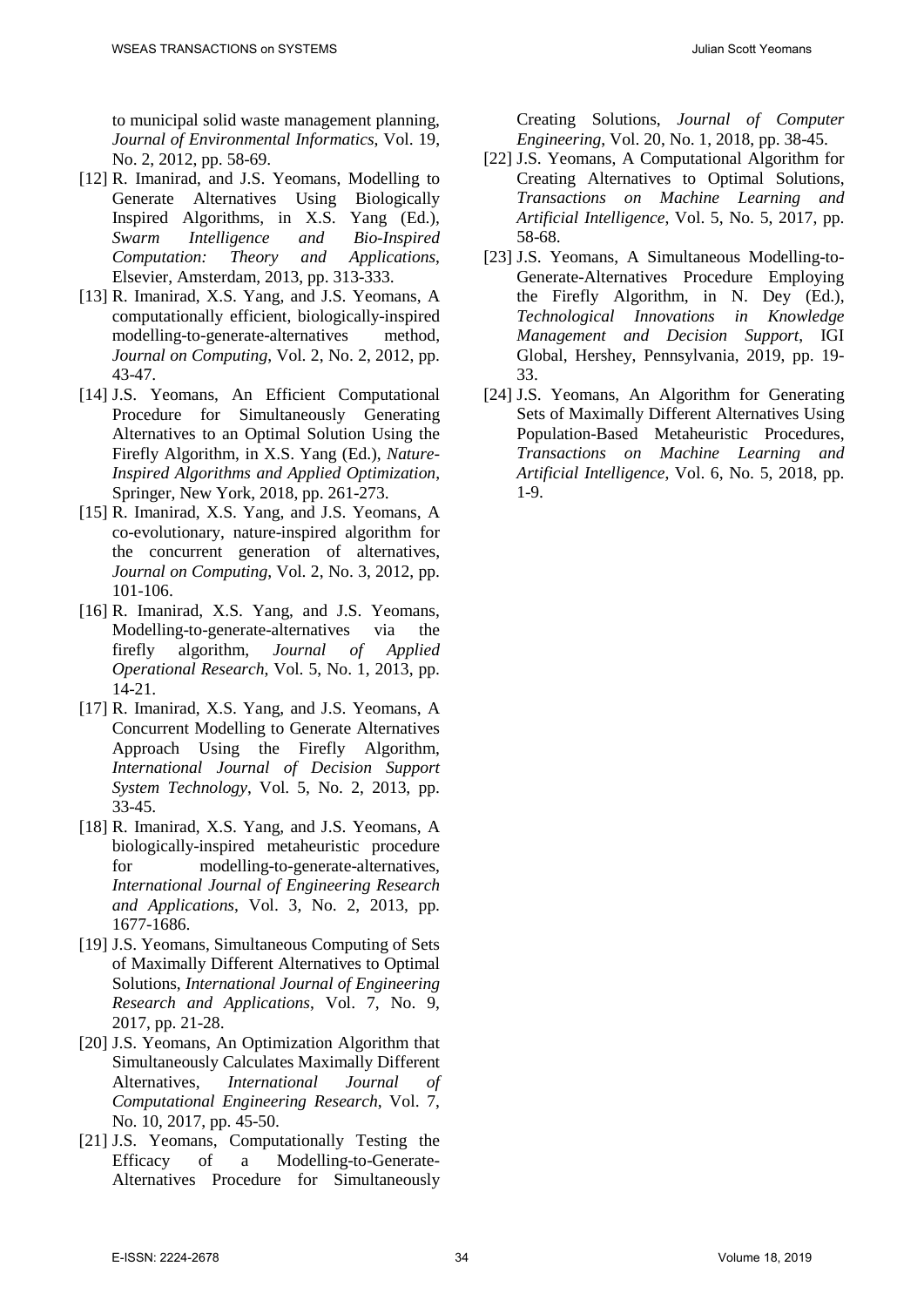to municipal solid waste management planning, *Journal of Environmental Informatics*, Vol. 19, No. 2, 2012, pp. 58-69.

[12] R. Imanirad, and J.S. Yeomans, Modelling to Generate Alternatives Using Biologically Inspired Algorithms, in X.S. Yang (Ed.), *Swarm Intelligence and Bio-Inspired Computation: Theory and Applications*, Elsevier, Amsterdam, 2013, pp. 313-333.

[13] R. Imanirad, X.S. Yang, and J.S. Yeomans, A computationally efficient, biologically-inspired modelling-to-generate-alternatives method, *Journal on Computing*, Vol. 2, No. 2, 2012, pp. 43-47.

[14] J.S. Yeomans, An Efficient Computational Procedure for Simultaneously Generating Alternatives to an Optimal Solution Using the Firefly Algorithm, in X.S. Yang (Ed.), *Nature-Inspired Algorithms and Applied Optimization*, Springer, New York, 2018, pp. 261-273.

[15] R. Imanirad, X.S. Yang, and J.S. Yeomans, A co-evolutionary, nature-inspired algorithm for the concurrent generation of alternatives, *Journal on Computing*, Vol. 2, No. 3, 2012, pp. 101-106.

[16] R. Imanirad, X.S. Yang, and J.S. Yeomans, Modelling-to-generate-alternatives via the firefly algorithm, *Journal of Applied Operational Research*, Vol. 5, No. 1, 2013, pp. 14-21.

[17] R. Imanirad, X.S. Yang, and J.S. Yeomans, A Concurrent Modelling to Generate Alternatives Approach Using the Firefly Algorithm, *International Journal of Decision Support System Technology*, Vol. 5, No. 2, 2013, pp. 33-45.

[18] R. Imanirad, X.S. Yang, and J.S. Yeomans, A biologically-inspired metaheuristic procedure for modelling-to-generate-alternatives, *International Journal of Engineering Research and Applications*, Vol. 3, No. 2, 2013, pp. 1677-1686.

[19] J.S. Yeomans, Simultaneous Computing of Sets of Maximally Different Alternatives to Optimal Solutions, *International Journal of Engineering Research and Applications*, Vol. 7, No. 9, 2017, pp. 21-28.

[20] J.S. Yeomans, An Optimization Algorithm that Simultaneously Calculates Maximally Different Alternatives, *International Journal of Computational Engineering Research*, Vol. 7, No. 10, 2017, pp. 45-50.

[21] J.S. Yeomans, Computationally Testing the Efficacy of a Modelling-to-Generate-Alternatives Procedure for Simultaneously Creating Solutions, *Journal of Computer Engineering*, Vol. 20, No. 1, 2018, pp. 38-45.

[22] J.S. Yeomans, A Computational Algorithm for Creating Alternatives to Optimal Solutions, *Transactions on Machine Learning and Artificial Intelligence*, Vol. 5, No. 5, 2017, pp. 58-68.

[23] J.S. Yeomans, A Simultaneous Modelling-to-Generate-Alternatives Procedure Employing the Firefly Algorithm, in N. Dey (Ed.), *Technological Innovations in Knowledge Management and Decision Support*, IGI Global, Hershey, Pennsylvania, 2019, pp. 19-33.

[24] J.S. Yeomans, An Algorithm for Generating Sets of Maximally Different Alternatives Using Population-Based Metaheuristic Procedures, *Transactions on Machine Learning and Artificial Intelligence*, Vol. 6, No. 5, 2018, pp. 1-9.